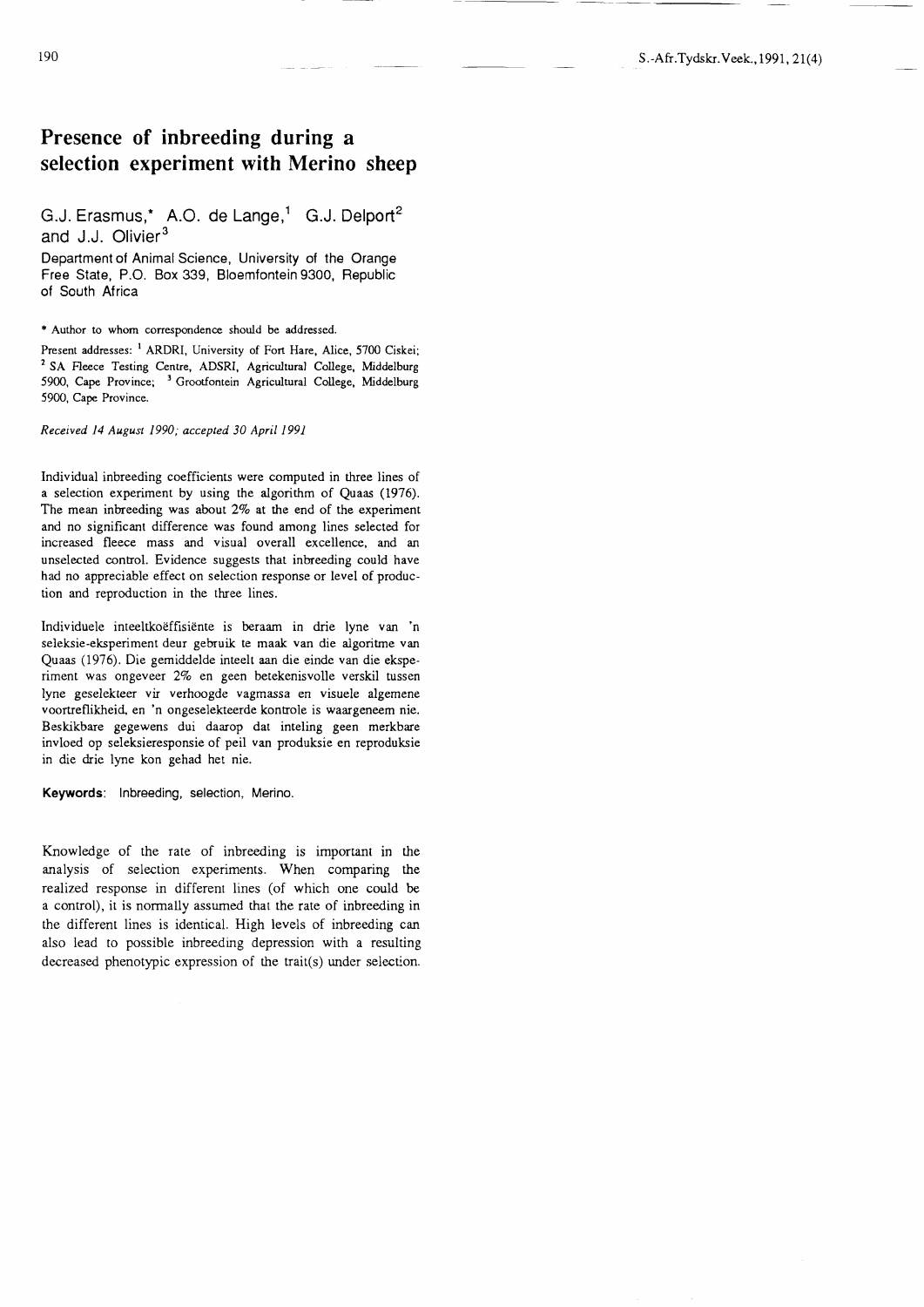# Presence of inbreeding during a selection experiment with Merino sheep

G.J. Erasmus,* A.O. de Lange,[1] G.J. Delport[2] and J.J. Olivier[3]

Department of Animal Science, University of the Orange Free State, P.O. Box 339, Bloemfontein 9300, Republic of South Africa

\* Author to whom correspondence should be addressed.

Present addresses: [1] ARDRI, University of Fort Hare, Alice, 5700 Ciskei; [2] SA Fleece Testing Centre, ADSRI, Agricultural College, Middelburg 5900, Cape Province; [3] Grootfontein Agricultural College, Middelburg 5900, Cape Province.

*Received 14 August 1990; accepted 30 April 1991*

Individual inbreeding coefficients were computed in three lines of a selection experiment by using the algorithm of Quaas (1976). The mean inbreeding was about 2% at the end of the experiment and no significant difference was found among lines selected for increased fleece mass and visual overall excellence, and an unselected control. Evidence suggests that inbreeding could have had no appreciable effect on selection response or level of production and reproduction in the three lines.

Individuele inteeltkoëffisiënte is beraam in drie lyne van 'n seleksie-eksperiment deur gebruik te maak van die algoritme van Quaas (1976). Die gemiddelde inteelt aan die einde van die eksperiment was ongeveer 2% en geen betekenisvolle verskil tussen lyne geselekteer vir verhoogde vagmassa en visuele algemene voortreflikheid, en 'n ongeselekteerde kontrole is waargeneem nie. Beskikbare gegewens dui daarop dat inteling geen merkbare invloed op seleksieresponsie of peil van produksie en reproduksie in die drie lyne kon gehad het nie.

**Keywords**: Inbreeding, selection, Merino.

Knowledge of the rate of inbreeding is important in the analysis of selection experiments. When comparing the realized response in different lines (of which one could be a control), it is normally assumed that the rate of inbreeding in the different lines is identical. High levels of inbreeding can also lead to possible inbreeding depression with a resulting decreased phenotypic expression of the trait(s) under selection.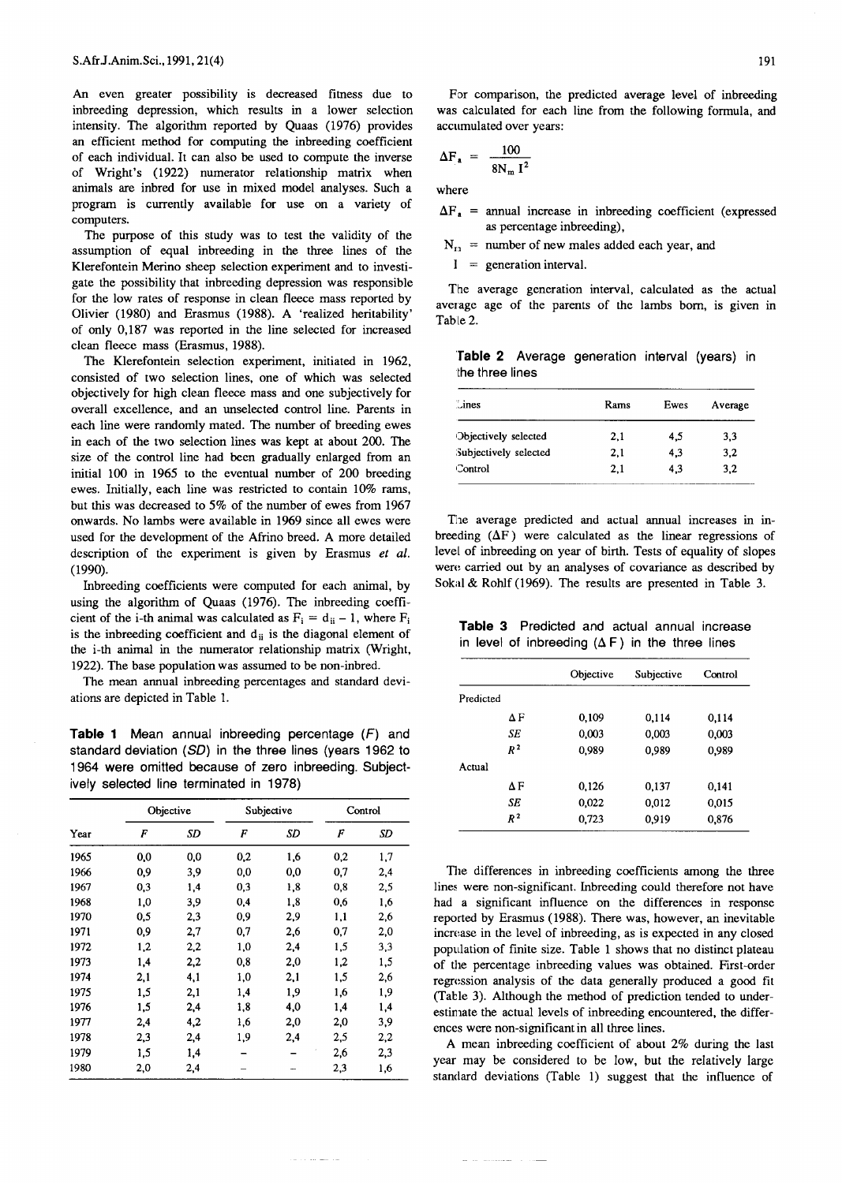An even greater possibility is decreased fitness due to inbreeding depression, which results in a lower selection intensity. The algorithm reported by Quaas (1976) provides an efficient method for computing the inbreeding coefficient of each individual. It can also be used to compute the inverse of Wright's (1922) numerator relationship matrix when animals are inbred for use in mixed model analyses. Such a program is currently available for use on a variety of computers.

The purpose of this study was to test the validity of the assumption of equal inbreeding in the three lines of the Klerefontein Merino sheep selection experiment and to investigate the possibility that inbreeding depression was responsible for the low rates of response in clean fleece mass reported by Olivier (1980) and Erasmus (1988). A 'realized heritability' of only 0,187 was reported in the line selected for increased clean fleece mass (Erasmus, 1988).

The Klerefontein selection experiment, initiated in 1962, consisted of two selection lines, one of which was selected objectively for high clean fleece mass and one subjectively for overall excellence, and an unselected control line. Parents in each line were randomly mated. The number of breeding ewes in each of the two selection lines was kept at about 200. The size of the control line had been gradually enlarged from an initial 100 in 1965 to the eventual number of 200 breeding ewes. Initially, each line was restricted to contain 10% rams, but this was decreased to 5% of the number of ewes from 1967 onwards. No lambs were available in 1969 since all ewes were used for the development of the Afrino breed. A more detailed description of the experiment is given by Erasmus *et al.* (1990).

Inbreeding coefficients were computed for each animal, by using the algorithm of Quaas (1976). The inbreeding coefficient of the i-th animal was calculated as $F_i = d_{ii} - 1$, where $F_i$ is the inbreeding coefficient and $d_{ii}$ is the diagonal element of the i-th animal in the numerator relationship matrix (Wright, 1922). The base population was assumed to be non-inbred.

The mean annual inbreeding percentages and standard deviations are depicted in Table 1.

**Table 1** Mean annual inbreeding percentage (*F*) and standard deviation (*SD*) in the three lines (years 1962 to 1964 were omitted because of zero inbreeding. Subjectively selected line terminated in 1978)

| | Objective | | Subjective | | Control | |
|---|---|---|---|---|---|---|
| Year | *F* | *SD* | *F* | *SD* | *F* | *SD* |
| 1965 | 0,0 | 0,0 | 0,2 | 1,6 | 0,2 | 1,7 |
| 1966 | 0,9 | 3,9 | 0,0 | 0,0 | 0,7 | 2,4 |
| 1967 | 0,3 | 1,4 | 0,3 | 1,8 | 0,8 | 2,5 |
| 1968 | 1,0 | 3,9 | 0,4 | 1,8 | 0,6 | 1,6 |
| 1970 | 0,5 | 2,3 | 0,9 | 2,9 | 1,1 | 2,6 |
| 1971 | 0,9 | 2,7 | 0,7 | 2,6 | 0,7 | 2,0 |
| 1972 | 1,2 | 2,2 | 1,0 | 2,4 | 1,5 | 3,3 |
| 1973 | 1,4 | 2,2 | 0,8 | 2,0 | 1,2 | 1,5 |
| 1974 | 2,1 | 4,1 | 1,0 | 2,1 | 1,5 | 2,6 |
| 1975 | 1,5 | 2,1 | 1,4 | 1,9 | 1,6 | 1,9 |
| 1976 | 1,5 | 2,4 | 1,8 | 4,0 | 1,4 | 1,4 |
| 1977 | 2,4 | 4,2 | 1,6 | 2,0 | 2,0 | 3,9 |
| 1978 | 2,3 | 2,4 | 1,9 | 2,4 | 2,5 | 2,2 |
| 1979 | 1,5 | 1,4 | – | – | 2,6 | 2,3 |
| 1980 | 2,0 | 2,4 | – | – | 2,3 | 1,6 |

For comparison, the predicted average level of inbreeding was calculated for each line from the following formula, and accumulated over years:

$$\Delta F_a = \frac{100}{8N_m I^2}$$

where

$\Delta F_a$ = annual increase in inbreeding coefficient (expressed as percentage inbreeding),

$N_m$ = number of new males added each year, and

$I$ = generation interval.

The average generation interval, calculated as the actual average age of the parents of the lambs born, is given in Table 2.

**Table 2** Average generation interval (years) in the three lines

| Lines | Rams | Ewes | Average |
|---|---|---|---|
| Objectively selected | 2,1 | 4,5 | 3,3 |
| Subjectively selected | 2,1 | 4,3 | 3,2 |
| Control | 2,1 | 4,3 | 3,2 |

The average predicted and actual annual increases in inbreeding ($\Delta F$) were calculated as the linear regressions of level of inbreeding on year of birth. Tests of equality of slopes were carried out by an analyses of covariance as described by Sokal & Rohlf (1969). The results are presented in Table 3.

**Table 3** Predicted and actual annual increase in level of inbreeding ($\Delta F$) in the three lines

| | | Objective | Subjective | Control |
|---|---|---|---|---|
| Predicted | | | | |
| | $\Delta F$ | 0,109 | 0,114 | 0,114 |
| | *SE* | 0,003 | 0,003 | 0,003 |
| | $R^2$ | 0,989 | 0,989 | 0,989 |
| Actual | | | | |
| | $\Delta F$ | 0,126 | 0,137 | 0,141 |
| | *SE* | 0,022 | 0,012 | 0,015 |
| | $R^2$ | 0,723 | 0,919 | 0,876 |

The differences in inbreeding coefficients among the three lines were non-significant. Inbreeding could therefore not have had a significant influence on the differences in response reported by Erasmus (1988). There was, however, an inevitable increase in the level of inbreeding, as is expected in any closed population of finite size. Table 1 shows that no distinct plateau of the percentage inbreeding values was obtained. First-order regression analysis of the data generally produced a good fit (Table 3). Although the method of prediction tended to underestimate the actual levels of inbreeding encountered, the differences were non-significant in all three lines.

A mean inbreeding coefficient of about 2% during the last year may be considered to be low, but the relatively large standard deviations (Table 1) suggest that the influence of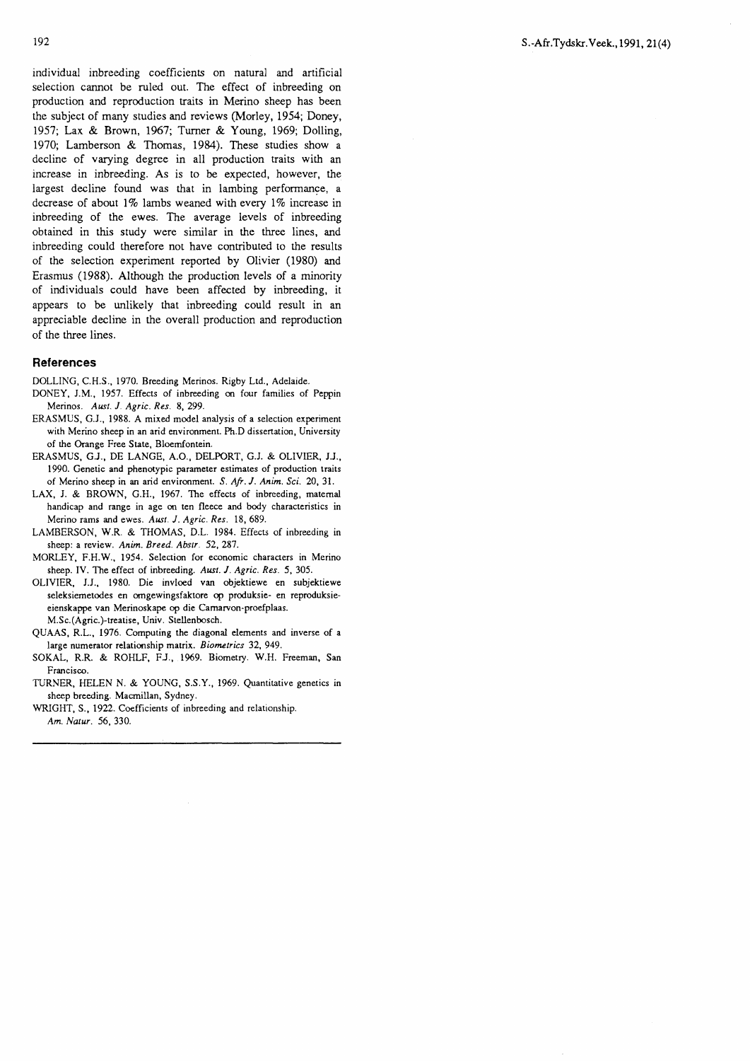individual inbreeding coefficients on natural and artificial selection cannot be ruled out. The effect of inbreeding on production and reproduction traits in Merino sheep has been the subject of many studies and reviews (Morley, 1954; Doney, 1957; Lax & Brown, 1967; Turner & Young, 1969; Dolling, 1970; Lamberson & Thomas, 1984). These studies show a decline of varying degree in all production traits with an increase in inbreeding. As is to be expected, however, the largest decline found was that in lambing performance, a decrease of about 1% lambs weaned with every 1% increase in inbreeding of the ewes. The average levels of inbreeding obtained in this study were similar in the three lines, and inbreeding could therefore not have contributed to the results of the selection experiment reported by Olivier (1980) and Erasmus (1988). Although the production levels of a minority of individuals could have been affected by inbreeding, it appears to be unlikely that inbreeding could result in an appreciable decline in the overall production and reproduction of the three lines.

## References

DOLLING, C.H.S., 1970. Breeding Merinos. Rigby Ltd., Adelaide.

DONEY, J.M., 1957. Effects of inbreeding on four families of Peppin Merinos. *Aust. J. Agric. Res.* 8, 299.

ERASMUS, G.J., 1988. A mixed model analysis of a selection experiment with Merino sheep in an arid environment. Ph.D dissertation, University of the Orange Free State, Bloemfontein.

ERASMUS, G.J., DE LANGE, A.O., DELPORT, G.J. & OLIVIER, J.J., 1990. Genetic and phenotypic parameter estimates of production traits of Merino sheep in an arid environment. *S. Afr. J. Anim. Sci.* 20, 31.

LAX, J. & BROWN, G.H., 1967. The effects of inbreeding, maternal handicap and range in age on ten fleece and body characteristics in Merino rams and ewes. *Aust. J. Agric. Res.* 18, 689.

LAMBERSON, W.R. & THOMAS, D.L. 1984. Effects of inbreeding in sheep: a review. *Anim. Breed. Abstr.* 52, 287.

MORLEY, F.H.W., 1954. Selection for economic characters in Merino sheep. IV. The effect of inbreeding. *Aust. J. Agric. Res.* 5, 305.

OLIVIER, J.J., 1980. Die invloed van objektiewe en subjektiewe seleksiemetodes en omgewingsfaktore op produksie- en reproduksie-eienskappe van Merinoskape op die Carnarvon-proefplaas. M.Sc.(Agric.)-treatise, Univ. Stellenbosch.

QUAAS, R.L., 1976. Computing the diagonal elements and inverse of a large numerator relationship matrix. *Biometrics* 32, 949.

SOKAL, R.R. & ROHLF, F.J., 1969. Biometry. W.H. Freeman, San Francisco.

TURNER, HELEN N. & YOUNG, S.S.Y., 1969. Quantitative genetics in sheep breeding. Macmillan, Sydney.

WRIGHT, S., 1922. Coefficients of inbreeding and relationship. *Am. Natur.* 56, 330.